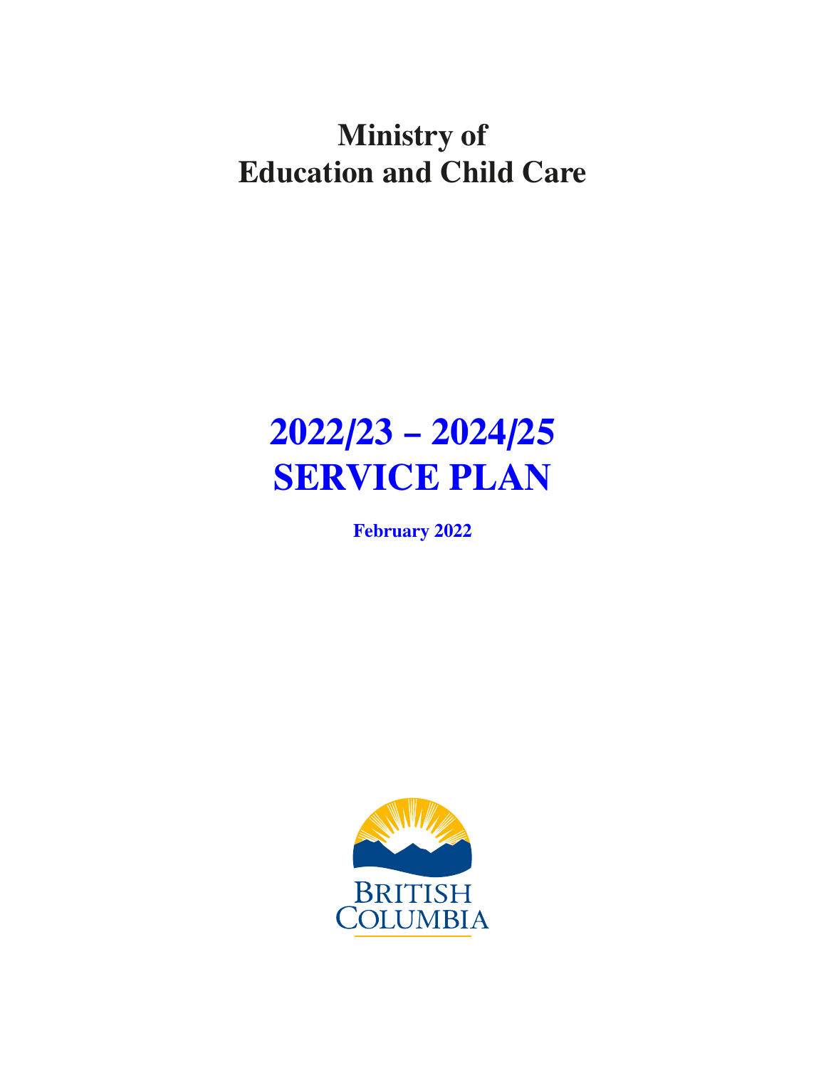# Ministry of Education and Child Care

# 2022/23 – 2024/25 SERVICE PLAN

**February 2022**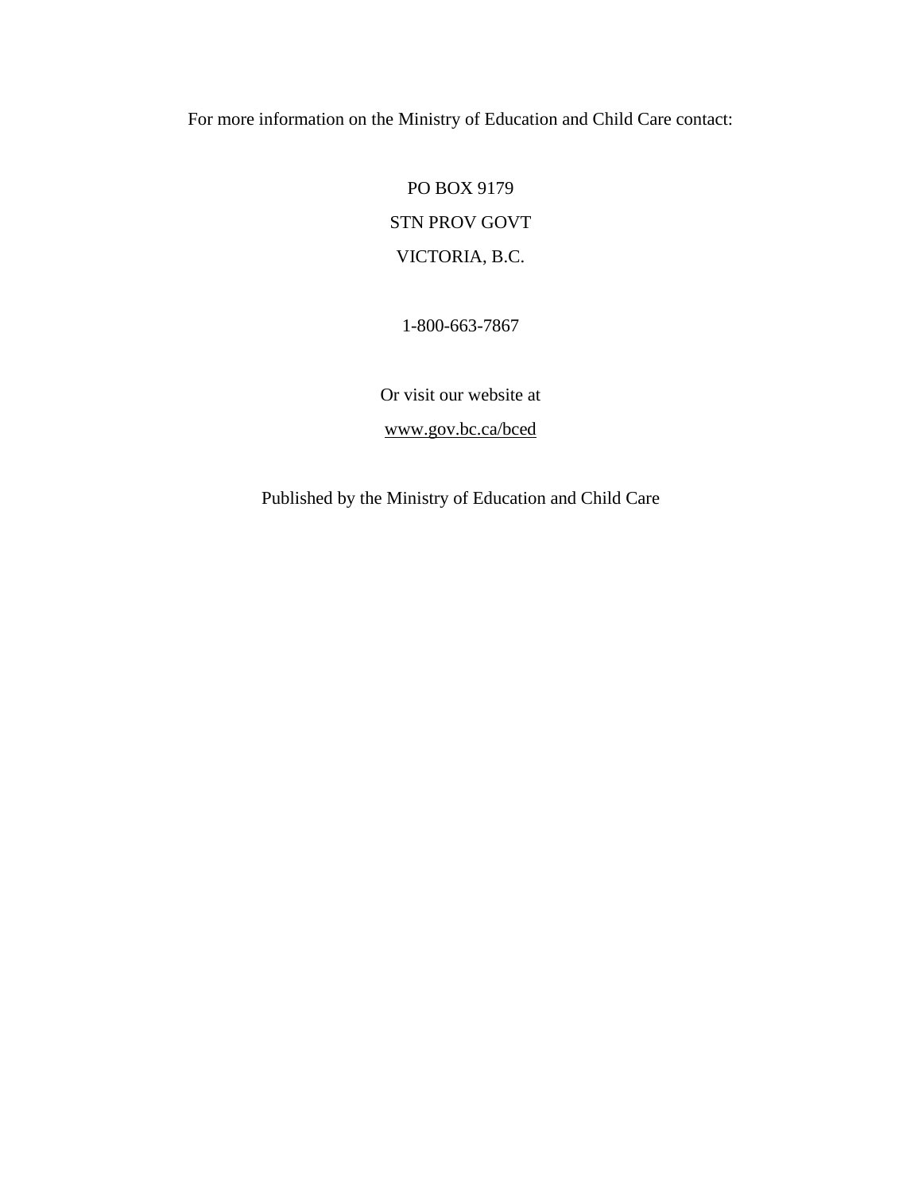For more information on the Ministry of Education and Child Care contact:

PO BOX 9179

STN PROV GOVT

VICTORIA, B.C.

1-800-663-7867

Or visit our website at

www.gov.bc.ca/bced

Published by the Ministry of Education and Child Care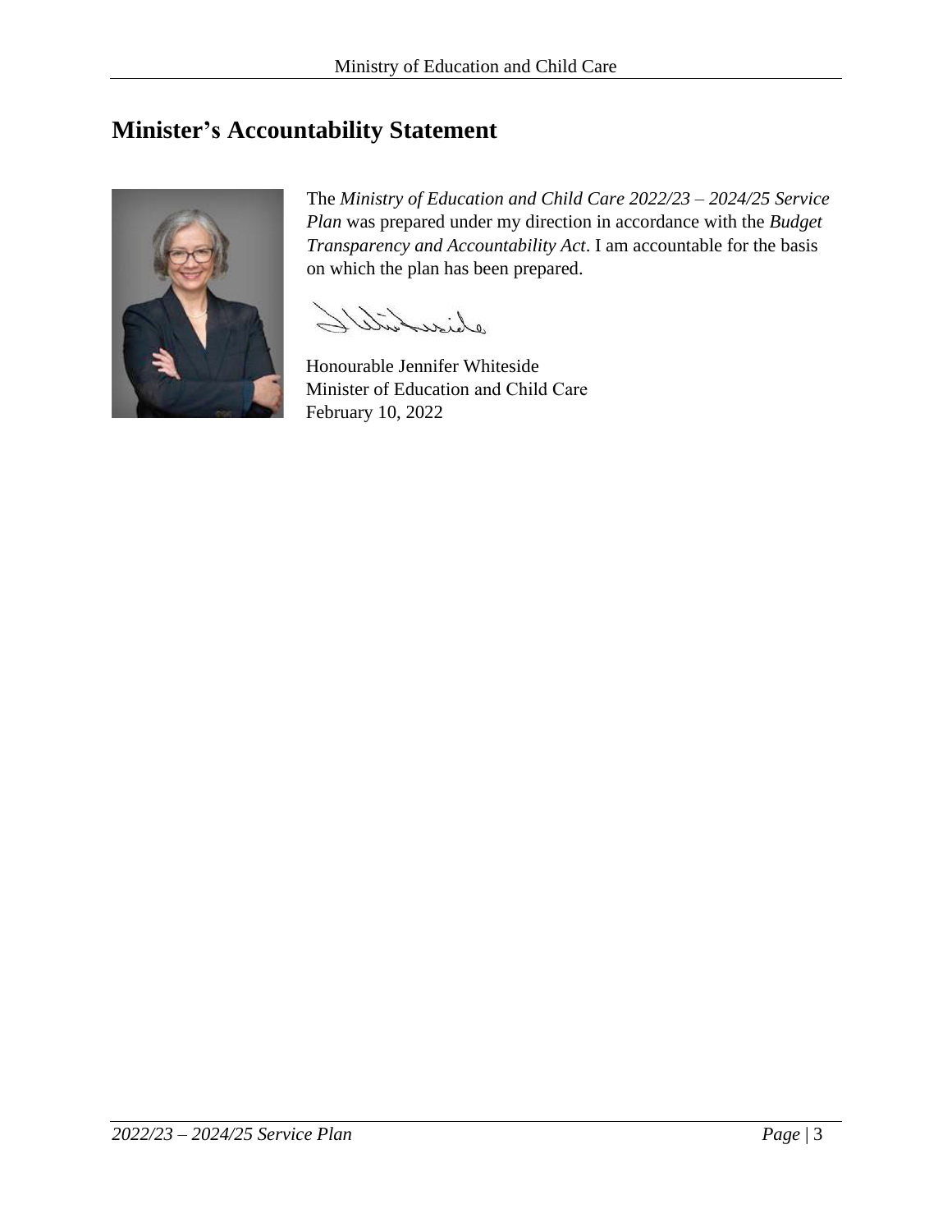# Minister's Accountability Statement

The *Ministry of Education and Child Care 2022/23 – 2024/25 Service Plan* was prepared under my direction in accordance with the *Budget Transparency and Accountability Act*. I am accountable for the basis on which the plan has been prepared.

Honourable Jennifer Whiteside
Minister of Education and Child Care
February 10, 2022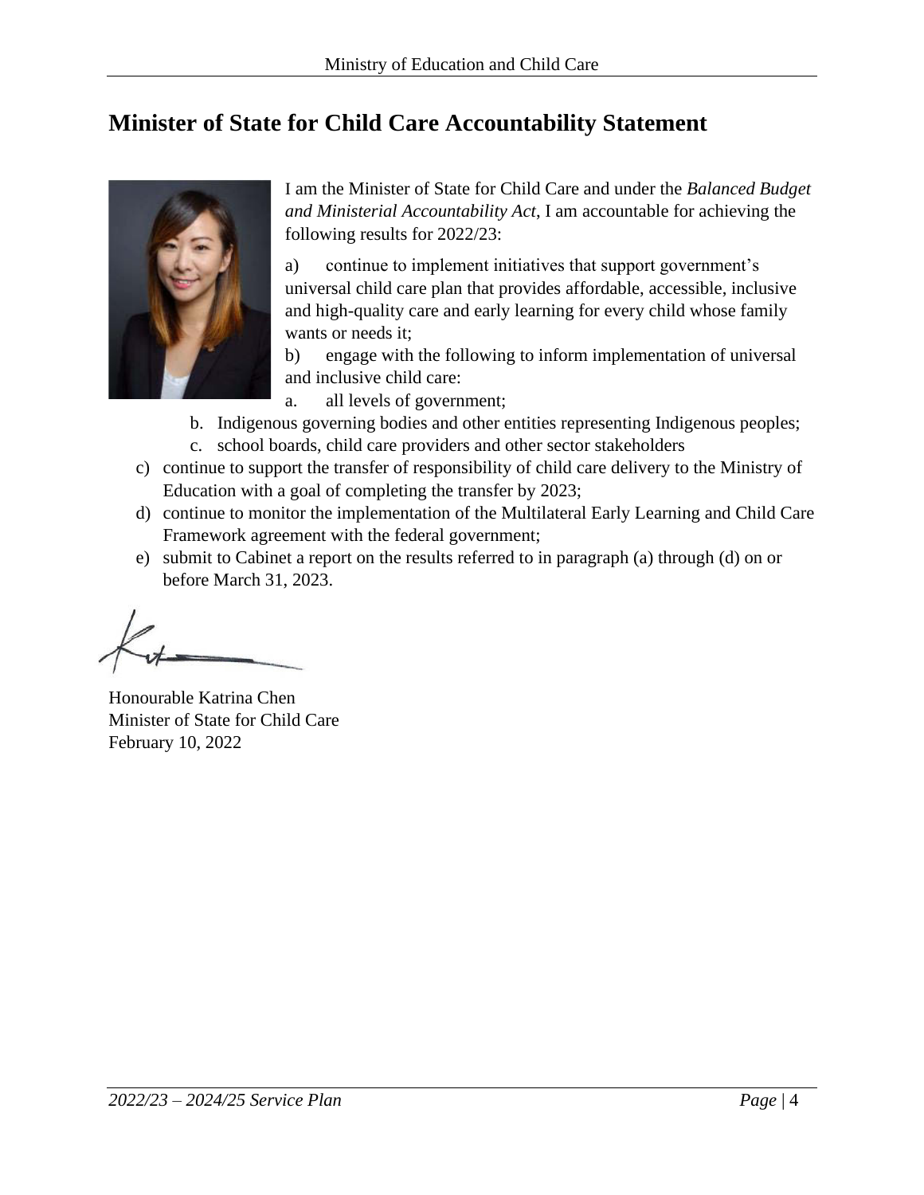## Minister of State for Child Care Accountability Statement

I am the Minister of State for Child Care and under the *Balanced Budget and Ministerial Accountability Act*, I am accountable for achieving the following results for 2022/23:

a) continue to implement initiatives that support government's universal child care plan that provides affordable, accessible, inclusive and high-quality care and early learning for every child whose family wants or needs it;

b) engage with the following to inform implementation of universal and inclusive child care:
   a. all levels of government;
   b. Indigenous governing bodies and other entities representing Indigenous peoples;
   c. school boards, child care providers and other sector stakeholders

c) continue to support the transfer of responsibility of child care delivery to the Ministry of Education with a goal of completing the transfer by 2023;

d) continue to monitor the implementation of the Multilateral Early Learning and Child Care Framework agreement with the federal government;

e) submit to Cabinet a report on the results referred to in paragraph (a) through (d) on or before March 31, 2023.

Honourable Katrina Chen
Minister of State for Child Care
February 10, 2022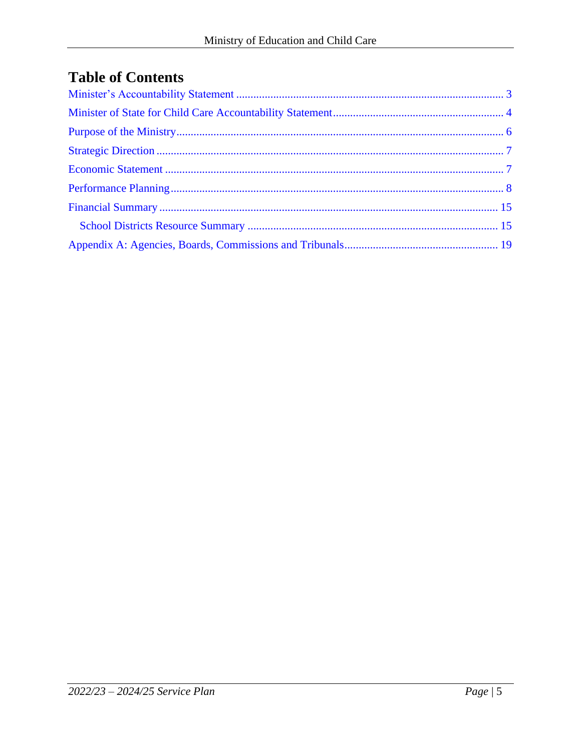# Table of Contents

Minister's Accountability Statement ........................................................................................ 3

Minister of State for Child Care Accountability Statement ........................................................ 4

Purpose of the Ministry ................................................................................................................ 6

Strategic Direction ......................................................................................................................... 7

Economic Statement ...................................................................................................................... 7

Performance Planning ................................................................................................................... 8

Financial Summary ...................................................................................................................... 15

  School Districts Resource Summary ....................................................................................... 15

Appendix A: Agencies, Boards, Commissions and Tribunals ..................................................... 19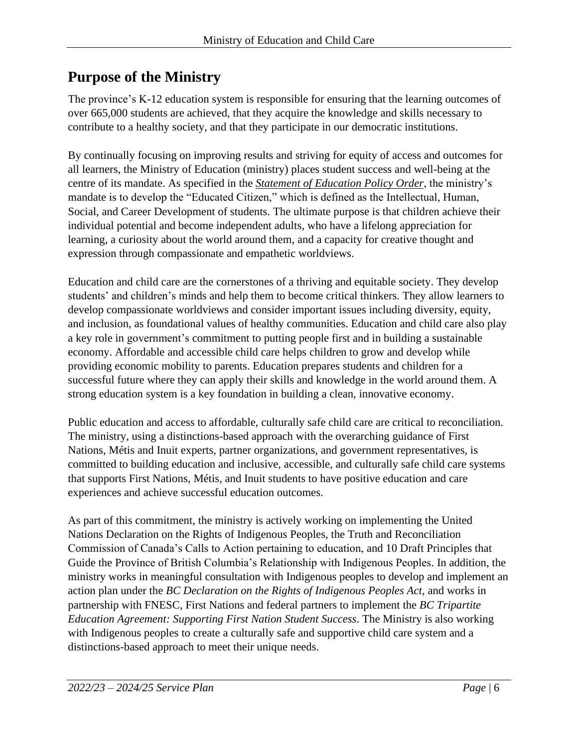## Purpose of the Ministry

The province's K-12 education system is responsible for ensuring that the learning outcomes of over 665,000 students are achieved, that they acquire the knowledge and skills necessary to contribute to a healthy society, and that they participate in our democratic institutions.

By continually focusing on improving results and striving for equity of access and outcomes for all learners, the Ministry of Education (ministry) places student success and well-being at the centre of its mandate. As specified in the ***Statement of Education Policy Order***, the ministry's mandate is to develop the "Educated Citizen," which is defined as the Intellectual, Human, Social, and Career Development of students. The ultimate purpose is that children achieve their individual potential and become independent adults, who have a lifelong appreciation for learning, a curiosity about the world around them, and a capacity for creative thought and expression through compassionate and empathetic worldviews.

Education and child care are the cornerstones of a thriving and equitable society. They develop students' and children's minds and help them to become critical thinkers. They allow learners to develop compassionate worldviews and consider important issues including diversity, equity, and inclusion, as foundational values of healthy communities. Education and child care also play a key role in government's commitment to putting people first and in building a sustainable economy. Affordable and accessible child care helps children to grow and develop while providing economic mobility to parents. Education prepares students and children for a successful future where they can apply their skills and knowledge in the world around them. A strong education system is a key foundation in building a clean, innovative economy.

Public education and access to affordable, culturally safe child care are critical to reconciliation. The ministry, using a distinctions-based approach with the overarching guidance of First Nations, Métis and Inuit experts, partner organizations, and government representatives, is committed to building education and inclusive, accessible, and culturally safe child care systems that supports First Nations, Métis, and Inuit students to have positive education and care experiences and achieve successful education outcomes.

As part of this commitment, the ministry is actively working on implementing the United Nations Declaration on the Rights of Indigenous Peoples, the Truth and Reconciliation Commission of Canada's Calls to Action pertaining to education, and 10 Draft Principles that Guide the Province of British Columbia's Relationship with Indigenous Peoples. In addition, the ministry works in meaningful consultation with Indigenous peoples to develop and implement an action plan under the *BC Declaration on the Rights of Indigenous Peoples Act*, and works in partnership with FNESC, First Nations and federal partners to implement the *BC Tripartite Education Agreement: Supporting First Nation Student Success*. The Ministry is also working with Indigenous peoples to create a culturally safe and supportive child care system and a distinctions-based approach to meet their unique needs.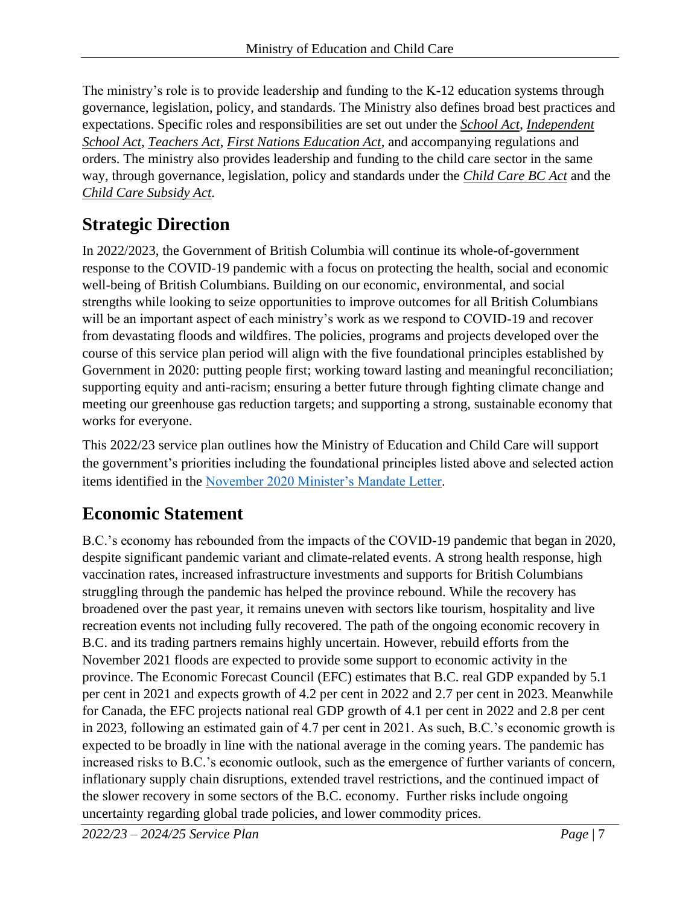The ministry's role is to provide leadership and funding to the K-12 education systems through governance, legislation, policy, and standards. The Ministry also defines broad best practices and expectations. Specific roles and responsibilities are set out under the ***School Act***, ***Independent School Act***, ***Teachers Act***, ***First Nations Education Act***, and accompanying regulations and orders. The ministry also provides leadership and funding to the child care sector in the same way, through governance, legislation, policy and standards under the ***Child Care BC Act*** and the ***Child Care Subsidy Act***.

## Strategic Direction

In 2022/2023, the Government of British Columbia will continue its whole-of-government response to the COVID-19 pandemic with a focus on protecting the health, social and economic well-being of British Columbians. Building on our economic, environmental, and social strengths while looking to seize opportunities to improve outcomes for all British Columbians will be an important aspect of each ministry's work as we respond to COVID-19 and recover from devastating floods and wildfires. The policies, programs and projects developed over the course of this service plan period will align with the five foundational principles established by Government in 2020: putting people first; working toward lasting and meaningful reconciliation; supporting equity and anti-racism; ensuring a better future through fighting climate change and meeting our greenhouse gas reduction targets; and supporting a strong, sustainable economy that works for everyone.

This 2022/23 service plan outlines how the Ministry of Education and Child Care will support the government's priorities including the foundational principles listed above and selected action items identified in the November 2020 Minister's Mandate Letter.

## Economic Statement

B.C.'s economy has rebounded from the impacts of the COVID-19 pandemic that began in 2020, despite significant pandemic variant and climate-related events. A strong health response, high vaccination rates, increased infrastructure investments and supports for British Columbians struggling through the pandemic has helped the province rebound. While the recovery has broadened over the past year, it remains uneven with sectors like tourism, hospitality and live recreation events not including fully recovered. The path of the ongoing economic recovery in B.C. and its trading partners remains highly uncertain. However, rebuild efforts from the November 2021 floods are expected to provide some support to economic activity in the province. The Economic Forecast Council (EFC) estimates that B.C. real GDP expanded by 5.1 per cent in 2021 and expects growth of 4.2 per cent in 2022 and 2.7 per cent in 2023. Meanwhile for Canada, the EFC projects national real GDP growth of 4.1 per cent in 2022 and 2.8 per cent in 2023, following an estimated gain of 4.7 per cent in 2021. As such, B.C.'s economic growth is expected to be broadly in line with the national average in the coming years. The pandemic has increased risks to B.C.'s economic outlook, such as the emergence of further variants of concern, inflationary supply chain disruptions, extended travel restrictions, and the continued impact of the slower recovery in some sectors of the B.C. economy. Further risks include ongoing uncertainty regarding global trade policies, and lower commodity prices.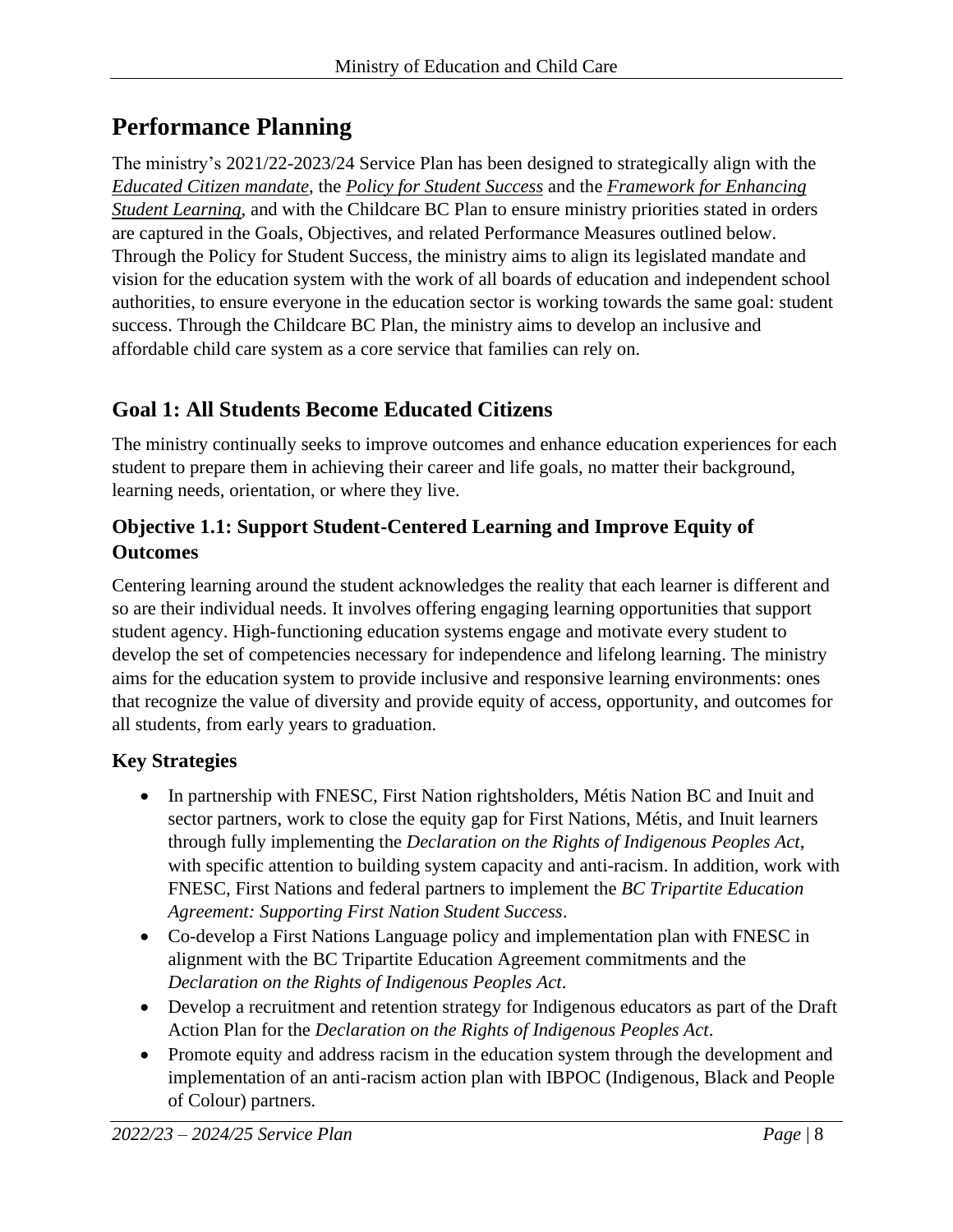# Performance Planning

The ministry's 2021/22-2023/24 Service Plan has been designed to strategically align with the *Educated Citizen mandate*, the *Policy for Student Success* and the *Framework for Enhancing Student Learning*, and with the Childcare BC Plan to ensure ministry priorities stated in orders are captured in the Goals, Objectives, and related Performance Measures outlined below. Through the Policy for Student Success, the ministry aims to align its legislated mandate and vision for the education system with the work of all boards of education and independent school authorities, to ensure everyone in the education sector is working towards the same goal: student success. Through the Childcare BC Plan, the ministry aims to develop an inclusive and affordable child care system as a core service that families can rely on.

## Goal 1: All Students Become Educated Citizens

The ministry continually seeks to improve outcomes and enhance education experiences for each student to prepare them in achieving their career and life goals, no matter their background, learning needs, orientation, or where they live.

### Objective 1.1: Support Student-Centered Learning and Improve Equity of Outcomes

Centering learning around the student acknowledges the reality that each learner is different and so are their individual needs. It involves offering engaging learning opportunities that support student agency. High-functioning education systems engage and motivate every student to develop the set of competencies necessary for independence and lifelong learning. The ministry aims for the education system to provide inclusive and responsive learning environments: ones that recognize the value of diversity and provide equity of access, opportunity, and outcomes for all students, from early years to graduation.

### Key Strategies

- In partnership with FNESC, First Nation rightsholders, Métis Nation BC and Inuit and sector partners, work to close the equity gap for First Nations, Métis, and Inuit learners through fully implementing the *Declaration on the Rights of Indigenous Peoples Act*, with specific attention to building system capacity and anti-racism. In addition, work with FNESC, First Nations and federal partners to implement the *BC Tripartite Education Agreement: Supporting First Nation Student Success*.
- Co-develop a First Nations Language policy and implementation plan with FNESC in alignment with the BC Tripartite Education Agreement commitments and the *Declaration on the Rights of Indigenous Peoples Act*.
- Develop a recruitment and retention strategy for Indigenous educators as part of the Draft Action Plan for the *Declaration on the Rights of Indigenous Peoples Act*.
- Promote equity and address racism in the education system through the development and implementation of an anti-racism action plan with IBPOC (Indigenous, Black and People of Colour) partners.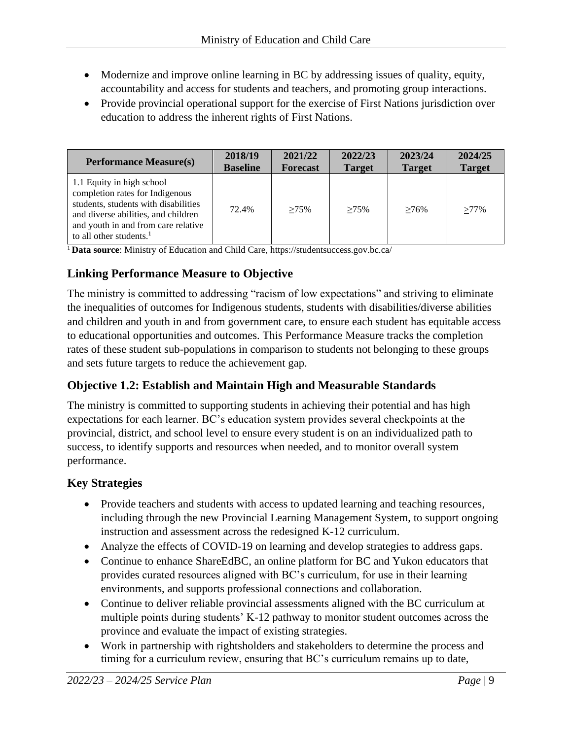- Modernize and improve online learning in BC by addressing issues of quality, equity, accountability and access for students and teachers, and promoting group interactions.
- Provide provincial operational support for the exercise of First Nations jurisdiction over education to address the inherent rights of First Nations.

| Performance Measure(s) | 2018/19 Baseline | 2021/22 Forecast | 2022/23 Target | 2023/24 Target | 2024/25 Target |
|---|---|---|---|---|---|
| 1.1 Equity in high school completion rates for Indigenous students, students with disabilities and diverse abilities, and children and youth in and from care relative to all other students.[1] | 72.4% | ≥75% | ≥75% | ≥76% | ≥77% |

[1] **Data source**: Ministry of Education and Child Care, https://studentsuccess.gov.bc.ca/

## Linking Performance Measure to Objective

The ministry is committed to addressing "racism of low expectations" and striving to eliminate the inequalities of outcomes for Indigenous students, students with disabilities/diverse abilities and children and youth in and from government care, to ensure each student has equitable access to educational opportunities and outcomes. This Performance Measure tracks the completion rates of these student sub-populations in comparison to students not belonging to these groups and sets future targets to reduce the achievement gap.

## Objective 1.2: Establish and Maintain High and Measurable Standards

The ministry is committed to supporting students in achieving their potential and has high expectations for each learner. BC's education system provides several checkpoints at the provincial, district, and school level to ensure every student is on an individualized path to success, to identify supports and resources when needed, and to monitor overall system performance.

## Key Strategies

- Provide teachers and students with access to updated learning and teaching resources, including through the new Provincial Learning Management System, to support ongoing instruction and assessment across the redesigned K-12 curriculum.
- Analyze the effects of COVID-19 on learning and develop strategies to address gaps.
- Continue to enhance ShareEdBC, an online platform for BC and Yukon educators that provides curated resources aligned with BC's curriculum, for use in their learning environments, and supports professional connections and collaboration.
- Continue to deliver reliable provincial assessments aligned with the BC curriculum at multiple points during students' K-12 pathway to monitor student outcomes across the province and evaluate the impact of existing strategies.
- Work in partnership with rightsholders and stakeholders to determine the process and timing for a curriculum review, ensuring that BC's curriculum remains up to date,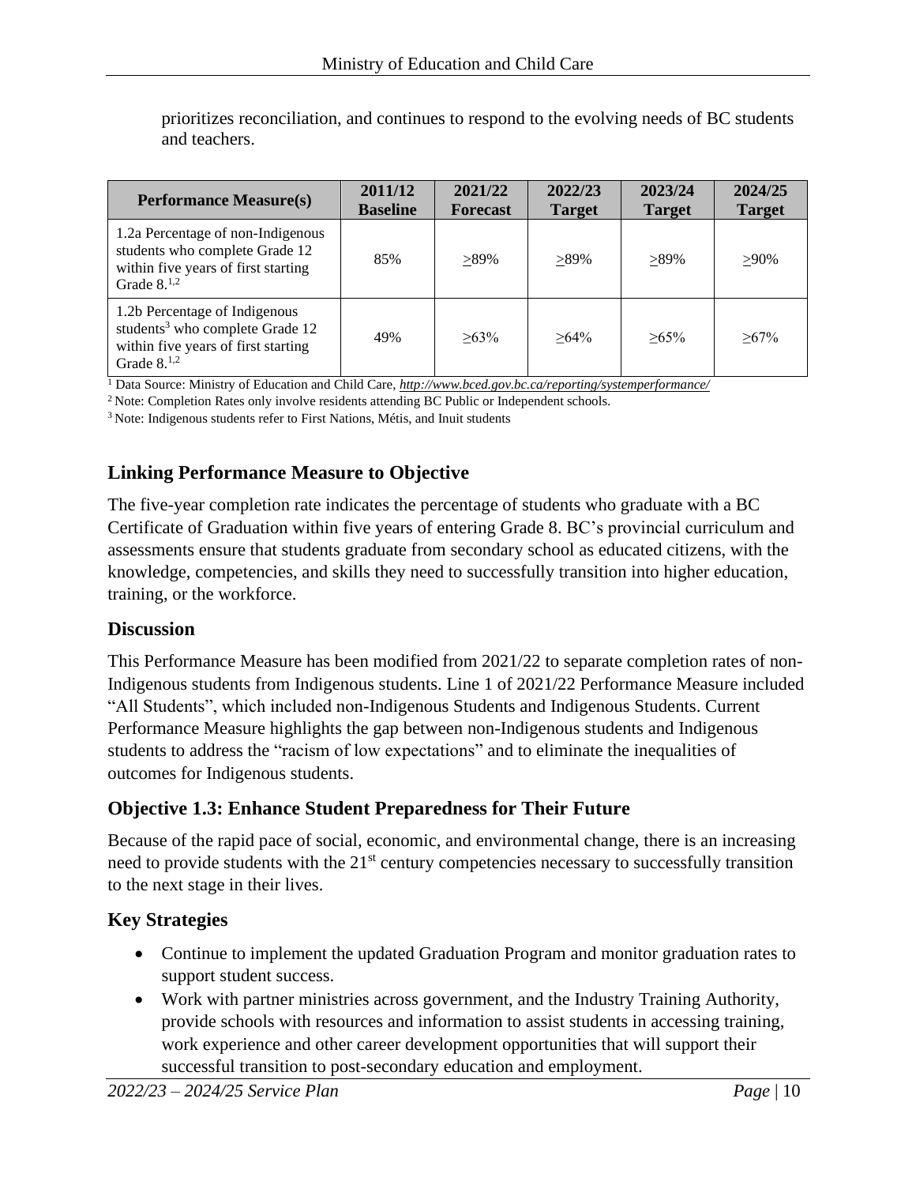prioritizes reconciliation, and continues to respond to the evolving needs of BC students and teachers.

| Performance Measure(s) | 2011/12 Baseline | 2021/22 Forecast | 2022/23 Target | 2023/24 Target | 2024/25 Target |
|---|---|---|---|---|---|
| 1.2a Percentage of non-Indigenous students who complete Grade 12 within five years of first starting Grade 8.[1,2] | 85% | ≥89% | ≥89% | ≥89% | ≥90% |
| 1.2b Percentage of Indigenous students[3] who complete Grade 12 within five years of first starting Grade 8.[1,2] | 49% | ≥63% | ≥64% | ≥65% | ≥67% |

[1] Data Source: Ministry of Education and Child Care, ***http://www.bced.gov.bc.ca/reporting/systemperformance/***

[2] Note: Completion Rates only involve residents attending BC Public or Independent schools.

[3] Note: Indigenous students refer to First Nations, Métis, and Inuit students

## Linking Performance Measure to Objective

The five-year completion rate indicates the percentage of students who graduate with a BC Certificate of Graduation within five years of entering Grade 8. BC's provincial curriculum and assessments ensure that students graduate from secondary school as educated citizens, with the knowledge, competencies, and skills they need to successfully transition into higher education, training, or the workforce.

## Discussion

This Performance Measure has been modified from 2021/22 to separate completion rates of non-Indigenous students from Indigenous students. Line 1 of 2021/22 Performance Measure included "All Students", which included non-Indigenous Students and Indigenous Students. Current Performance Measure highlights the gap between non-Indigenous students and Indigenous students to address the "racism of low expectations" and to eliminate the inequalities of outcomes for Indigenous students.

## Objective 1.3: Enhance Student Preparedness for Their Future

Because of the rapid pace of social, economic, and environmental change, there is an increasing need to provide students with the 21st century competencies necessary to successfully transition to the next stage in their lives.

## Key Strategies

- Continue to implement the updated Graduation Program and monitor graduation rates to support student success.
- Work with partner ministries across government, and the Industry Training Authority, provide schools with resources and information to assist students in accessing training, work experience and other career development opportunities that will support their successful transition to post-secondary education and employment.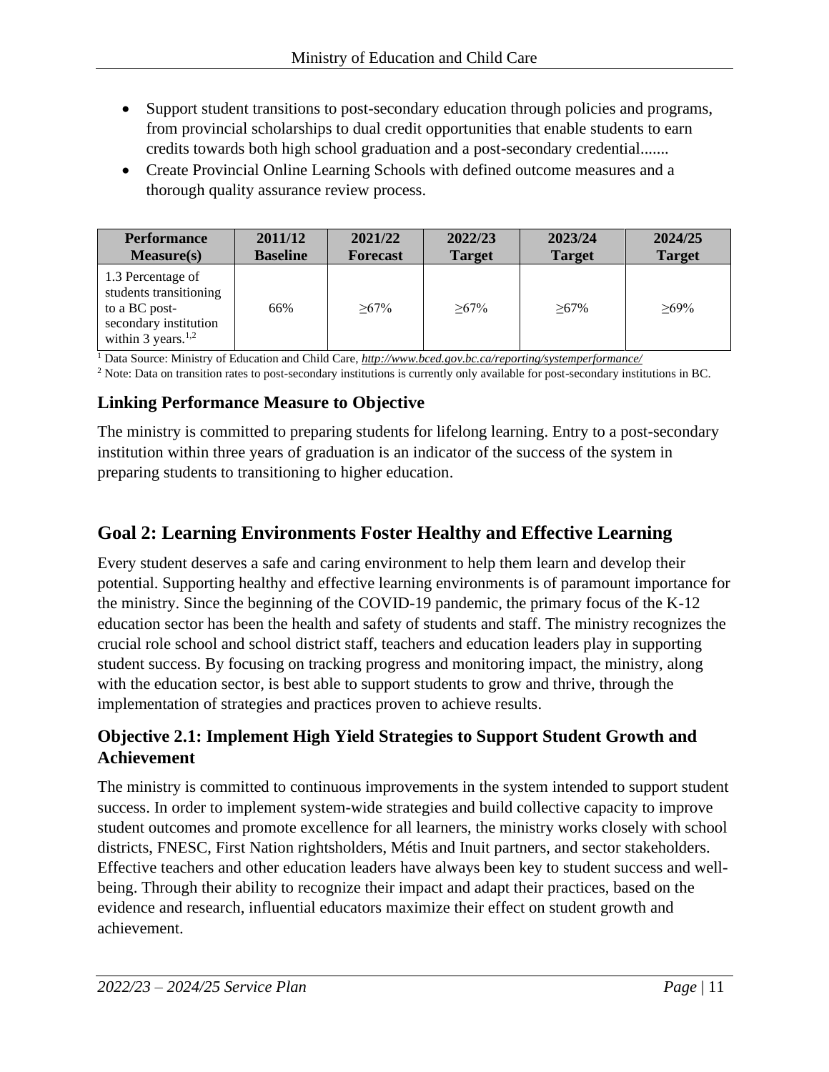- Support student transitions to post-secondary education through policies and programs, from provincial scholarships to dual credit opportunities that enable students to earn credits towards both high school graduation and a post-secondary credential.......
- Create Provincial Online Learning Schools with defined outcome measures and a thorough quality assurance review process.

| Performance Measure(s) | 2011/12 Baseline | 2021/22 Forecast | 2022/23 Target | 2023/24 Target | 2024/25 Target |
|---|---|---|---|---|---|
| 1.3 Percentage of students transitioning to a BC post-secondary institution within 3 years.[1,2] | 66% | ≥67% | ≥67% | ≥67% | ≥69% |

[1] Data Source: Ministry of Education and Child Care, *http://www.bced.gov.bc.ca/reporting/systemperformance/*

[2] Note: Data on transition rates to post-secondary institutions is currently only available for post-secondary institutions in BC.

### Linking Performance Measure to Objective

The ministry is committed to preparing students for lifelong learning. Entry to a post-secondary institution within three years of graduation is an indicator of the success of the system in preparing students to transitioning to higher education.

## Goal 2: Learning Environments Foster Healthy and Effective Learning

Every student deserves a safe and caring environment to help them learn and develop their potential. Supporting healthy and effective learning environments is of paramount importance for the ministry. Since the beginning of the COVID-19 pandemic, the primary focus of the K-12 education sector has been the health and safety of students and staff. The ministry recognizes the crucial role school and school district staff, teachers and education leaders play in supporting student success. By focusing on tracking progress and monitoring impact, the ministry, along with the education sector, is best able to support students to grow and thrive, through the implementation of strategies and practices proven to achieve results.

### Objective 2.1: Implement High Yield Strategies to Support Student Growth and Achievement

The ministry is committed to continuous improvements in the system intended to support student success. In order to implement system-wide strategies and build collective capacity to improve student outcomes and promote excellence for all learners, the ministry works closely with school districts, FNESC, First Nation rightsholders, Métis and Inuit partners, and sector stakeholders. Effective teachers and other education leaders have always been key to student success and well-being. Through their ability to recognize their impact and adapt their practices, based on the evidence and research, influential educators maximize their effect on student growth and achievement.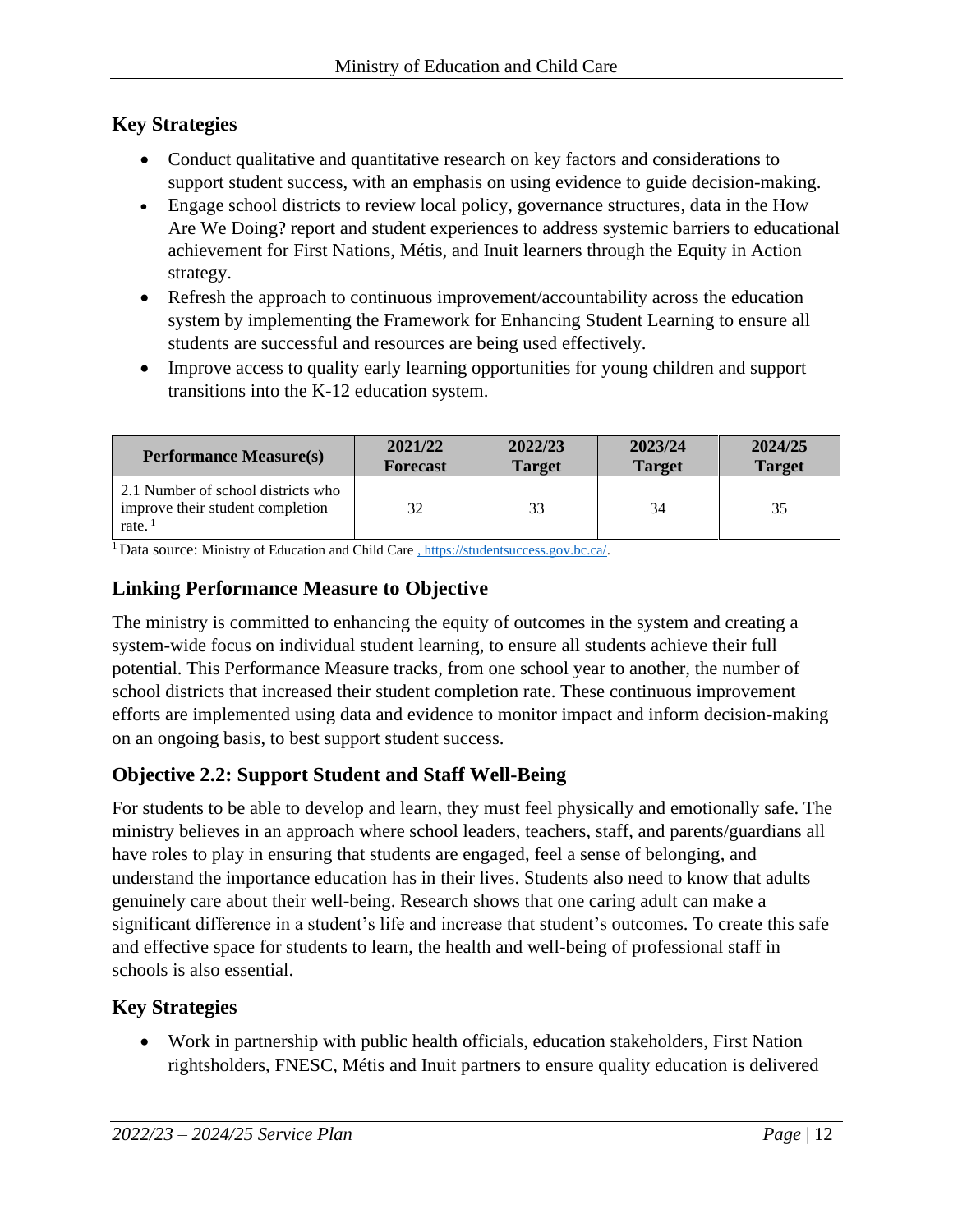## Key Strategies

- Conduct qualitative and quantitative research on key factors and considerations to support student success, with an emphasis on using evidence to guide decision-making.
- Engage school districts to review local policy, governance structures, data in the How Are We Doing? report and student experiences to address systemic barriers to educational achievement for First Nations, Métis, and Inuit learners through the Equity in Action strategy.
- Refresh the approach to continuous improvement/accountability across the education system by implementing the Framework for Enhancing Student Learning to ensure all students are successful and resources are being used effectively.
- Improve access to quality early learning opportunities for young children and support transitions into the K-12 education system.

| Performance Measure(s) | 2021/22 Forecast | 2022/23 Target | 2023/24 Target | 2024/25 Target |
|---|---|---|---|---|
| 2.1 Number of school districts who improve their student completion rate. [1] | 32 | 33 | 34 | 35 |

[1] Data source: Ministry of Education and Child Care , https://studentsuccess.gov.bc.ca/.

## Linking Performance Measure to Objective

The ministry is committed to enhancing the equity of outcomes in the system and creating a system-wide focus on individual student learning, to ensure all students achieve their full potential. This Performance Measure tracks, from one school year to another, the number of school districts that increased their student completion rate. These continuous improvement efforts are implemented using data and evidence to monitor impact and inform decision-making on an ongoing basis, to best support student success.

## Objective 2.2: Support Student and Staff Well-Being

For students to be able to develop and learn, they must feel physically and emotionally safe. The ministry believes in an approach where school leaders, teachers, staff, and parents/guardians all have roles to play in ensuring that students are engaged, feel a sense of belonging, and understand the importance education has in their lives. Students also need to know that adults genuinely care about their well-being. Research shows that one caring adult can make a significant difference in a student's life and increase that student's outcomes. To create this safe and effective space for students to learn, the health and well-being of professional staff in schools is also essential.

## Key Strategies

- Work in partnership with public health officials, education stakeholders, First Nation rightsholders, FNESC, Métis and Inuit partners to ensure quality education is delivered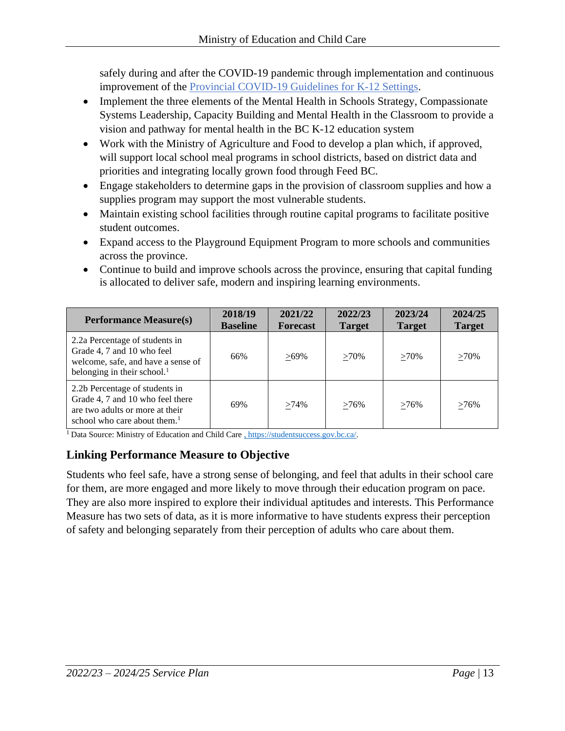safely during and after the COVID-19 pandemic through implementation and continuous improvement of the [Provincial COVID-19 Guidelines for K-12 Settings](Provincial COVID-19 Guidelines for K-12 Settings).

- Implement the three elements of the Mental Health in Schools Strategy, Compassionate Systems Leadership, Capacity Building and Mental Health in the Classroom to provide a vision and pathway for mental health in the BC K-12 education system
- Work with the Ministry of Agriculture and Food to develop a plan which, if approved, will support local school meal programs in school districts, based on district data and priorities and integrating locally grown food through Feed BC.
- Engage stakeholders to determine gaps in the provision of classroom supplies and how a supplies program may support the most vulnerable students.
- Maintain existing school facilities through routine capital programs to facilitate positive student outcomes.
- Expand access to the Playground Equipment Program to more schools and communities across the province.
- Continue to build and improve schools across the province, ensuring that capital funding is allocated to deliver safe, modern and inspiring learning environments.

| Performance Measure(s) | 2018/19 Baseline | 2021/22 Forecast | 2022/23 Target | 2023/24 Target | 2024/25 Target |
|---|---|---|---|---|---|
| 2.2a Percentage of students in Grade 4, 7 and 10 who feel welcome, safe, and have a sense of belonging in their school.[1] | 66% | ≥69% | ≥70% | ≥70% | ≥70% |
| 2.2b Percentage of students in Grade 4, 7 and 10 who feel there are two adults or more at their school who care about them.[1] | 69% | ≥74% | ≥76% | ≥76% | ≥76% |

[1] Data Source: Ministry of Education and Child Care , https://studentsuccess.gov.bc.ca/.

## Linking Performance Measure to Objective

Students who feel safe, have a strong sense of belonging, and feel that adults in their school care for them, are more engaged and more likely to move through their education program on pace. They are also more inspired to explore their individual aptitudes and interests. This Performance Measure has two sets of data, as it is more informative to have students express their perception of safety and belonging separately from their perception of adults who care about them.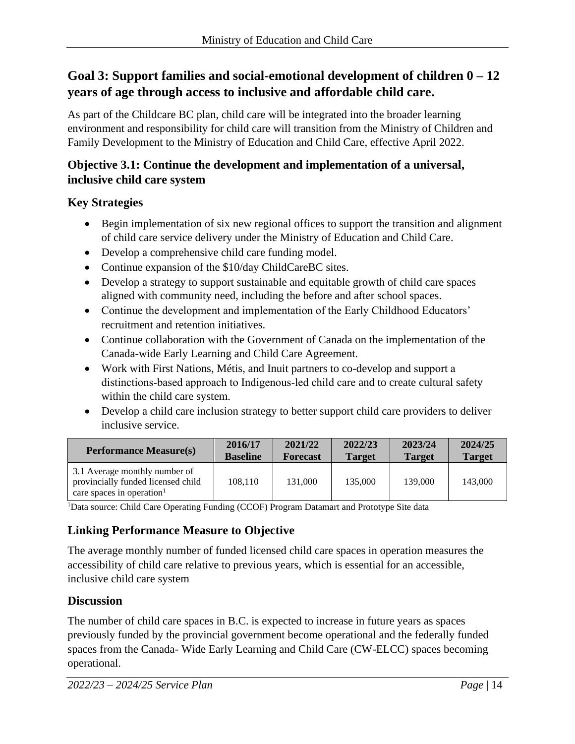## Goal 3: Support families and social-emotional development of children 0 – 12 years of age through access to inclusive and affordable child care.

As part of the Childcare BC plan, child care will be integrated into the broader learning environment and responsibility for child care will transition from the Ministry of Children and Family Development to the Ministry of Education and Child Care, effective April 2022.

### Objective 3.1: Continue the development and implementation of a universal, inclusive child care system

### Key Strategies

- Begin implementation of six new regional offices to support the transition and alignment of child care service delivery under the Ministry of Education and Child Care.
- Develop a comprehensive child care funding model.
- Continue expansion of the $10/day ChildCareBC sites.
- Develop a strategy to support sustainable and equitable growth of child care spaces aligned with community need, including the before and after school spaces.
- Continue the development and implementation of the Early Childhood Educators' recruitment and retention initiatives.
- Continue collaboration with the Government of Canada on the implementation of the Canada-wide Early Learning and Child Care Agreement.
- Work with First Nations, Métis, and Inuit partners to co-develop and support a distinctions-based approach to Indigenous-led child care and to create cultural safety within the child care system.
- Develop a child care inclusion strategy to better support child care providers to deliver inclusive service.

| Performance Measure(s) | 2016/17 Baseline | 2021/22 Forecast | 2022/23 Target | 2023/24 Target | 2024/25 Target |
|---|---|---|---|---|---|
| 3.1 Average monthly number of provincially funded licensed child care spaces in operation[1] | 108,110 | 131,000 | 135,000 | 139,000 | 143,000 |

[1]Data source: Child Care Operating Funding (CCOF) Program Datamart and Prototype Site data

### Linking Performance Measure to Objective

The average monthly number of funded licensed child care spaces in operation measures the accessibility of child care relative to previous years, which is essential for an accessible, inclusive child care system

### Discussion

The number of child care spaces in B.C. is expected to increase in future years as spaces previously funded by the provincial government become operational and the federally funded spaces from the Canada- Wide Early Learning and Child Care (CW-ELCC) spaces becoming operational.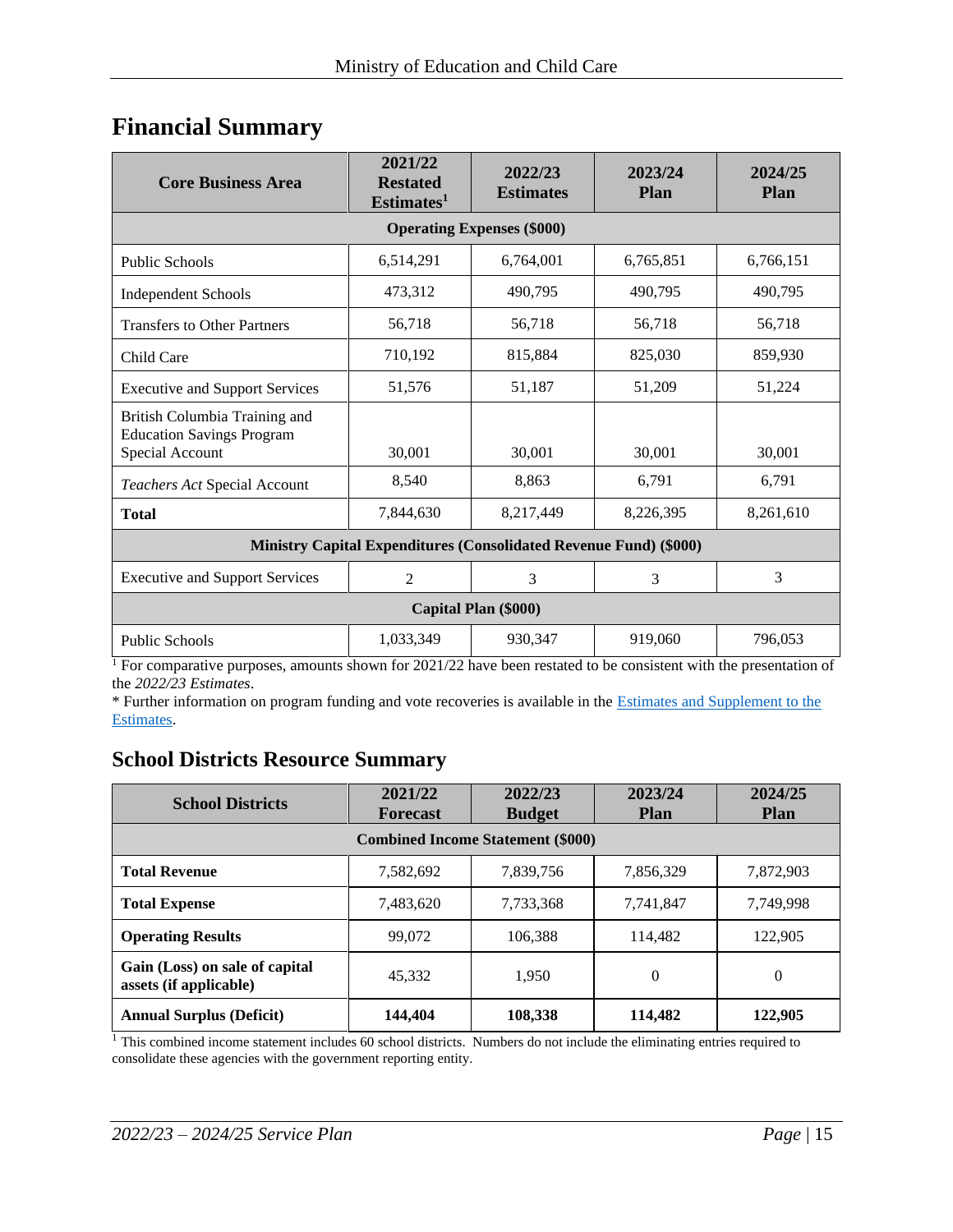## Financial Summary

| Core Business Area | 2021/22 Restated Estimates[1] | 2022/23 Estimates | 2023/24 Plan | 2024/25 Plan |
|---|---|---|---|---|
| **Operating Expenses ($000)** | | | | |
| Public Schools | 6,514,291 | 6,764,001 | 6,765,851 | 6,766,151 |
| Independent Schools | 473,312 | 490,795 | 490,795 | 490,795 |
| Transfers to Other Partners | 56,718 | 56,718 | 56,718 | 56,718 |
| Child Care | 710,192 | 815,884 | 825,030 | 859,930 |
| Executive and Support Services | 51,576 | 51,187 | 51,209 | 51,224 |
| British Columbia Training and Education Savings Program Special Account | 30,001 | 30,001 | 30,001 | 30,001 |
| *Teachers Act* Special Account | 8,540 | 8,863 | 6,791 | 6,791 |
| **Total** | 7,844,630 | 8,217,449 | 8,226,395 | 8,261,610 |
| **Ministry Capital Expenditures (Consolidated Revenue Fund) ($000)** | | | | |
| Executive and Support Services | 2 | 3 | 3 | 3 |
| **Capital Plan ($000)** | | | | |
| Public Schools | 1,033,349 | 930,347 | 919,060 | 796,053 |

[1] For comparative purposes, amounts shown for 2021/22 have been restated to be consistent with the presentation of the *2022/23 Estimates*.

* Further information on program funding and vote recoveries is available in the [Estimates and Supplement to the Estimates](Estimates and Supplement to the Estimates).

## School Districts Resource Summary

| School Districts | 2021/22 Forecast | 2022/23 Budget | 2023/24 Plan | 2024/25 Plan |
|---|---|---|---|---|
| **Combined Income Statement ($000)** | | | | |
| **Total Revenue** | 7,582,692 | 7,839,756 | 7,856,329 | 7,872,903 |
| **Total Expense** | 7,483,620 | 7,733,368 | 7,741,847 | 7,749,998 |
| **Operating Results** | 99,072 | 106,388 | 114,482 | 122,905 |
| **Gain (Loss) on sale of capital assets (if applicable)** | 45,332 | 1,950 | 0 | 0 |
| **Annual Surplus (Deficit)** | **144,404** | **108,338** | **114,482** | **122,905** |

[1] This combined income statement includes 60 school districts. Numbers do not include the eliminating entries required to consolidate these agencies with the government reporting entity.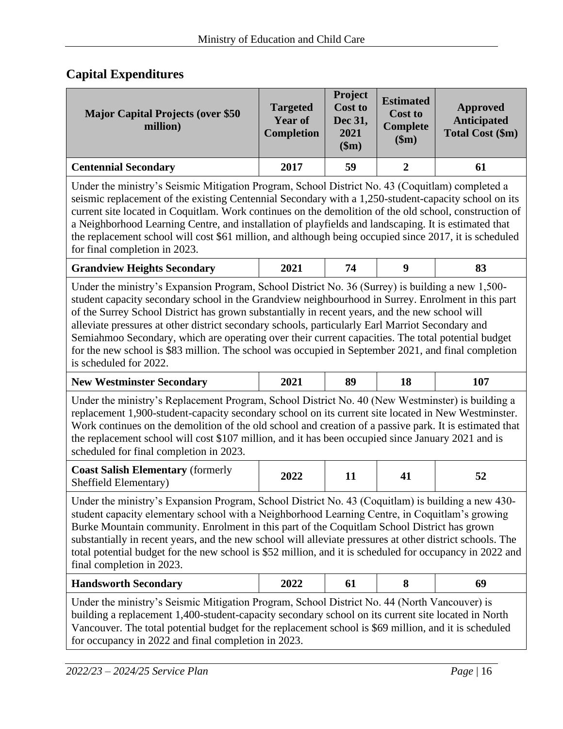## Capital Expenditures

| Major Capital Projects (over $50 million) | Targeted Year of Completion | Project Cost to Dec 31, 2021 ($m) | Estimated Cost to Complete ($m) | Approved Anticipated Total Cost ($m) |
|---|---|---|---|---|
| **Centennial Secondary** | **2017** | **59** | **2** | **61** |
| Under the ministry's Seismic Mitigation Program, School District No. 43 (Coquitlam) completed a seismic replacement of the existing Centennial Secondary with a 1,250-student-capacity school on its current site located in Coquitlam. Work continues on the demolition of the old school, construction of a Neighborhood Learning Centre, and installation of playfields and landscaping. It is estimated that the replacement school will cost $61 million, and although being occupied since 2017, it is scheduled for final completion in 2023. | | | | |
| **Grandview Heights Secondary** | **2021** | **74** | **9** | **83** |
| Under the ministry's Expansion Program, School District No. 36 (Surrey) is building a new 1,500-student capacity secondary school in the Grandview neighbourhood in Surrey. Enrolment in this part of the Surrey School District has grown substantially in recent years, and the new school will alleviate pressures at other district secondary schools, particularly Earl Marriot Secondary and Semiahmoo Secondary, which are operating over their current capacities. The total potential budget for the new school is $83 million. The school was occupied in September 2021, and final completion is scheduled for 2022. | | | | |
| **New Westminster Secondary** | **2021** | **89** | **18** | **107** |
| Under the ministry's Replacement Program, School District No. 40 (New Westminster) is building a replacement 1,900-student-capacity secondary school on its current site located in New Westminster. Work continues on the demolition of the old school and creation of a passive park. It is estimated that the replacement school will cost $107 million, and it has been occupied since January 2021 and is scheduled for final completion in 2023. | | | | |
| **Coast Salish Elementary** (formerly Sheffield Elementary) | **2022** | **11** | **41** | **52** |
| Under the ministry's Expansion Program, School District No. 43 (Coquitlam) is building a new 430-student capacity elementary school with a Neighborhood Learning Centre, in Coquitlam's growing Burke Mountain community. Enrolment in this part of the Coquitlam School District has grown substantially in recent years, and the new school will alleviate pressures at other district schools. The total potential budget for the new school is $52 million, and it is scheduled for occupancy in 2022 and final completion in 2023. | | | | |
| **Handsworth Secondary** | **2022** | **61** | **8** | **69** |
| Under the ministry's Seismic Mitigation Program, School District No. 44 (North Vancouver) is building a replacement 1,400-student-capacity secondary school on its current site located in North Vancouver. The total potential budget for the replacement school is $69 million, and it is scheduled for occupancy in 2022 and final completion in 2023. | | | | |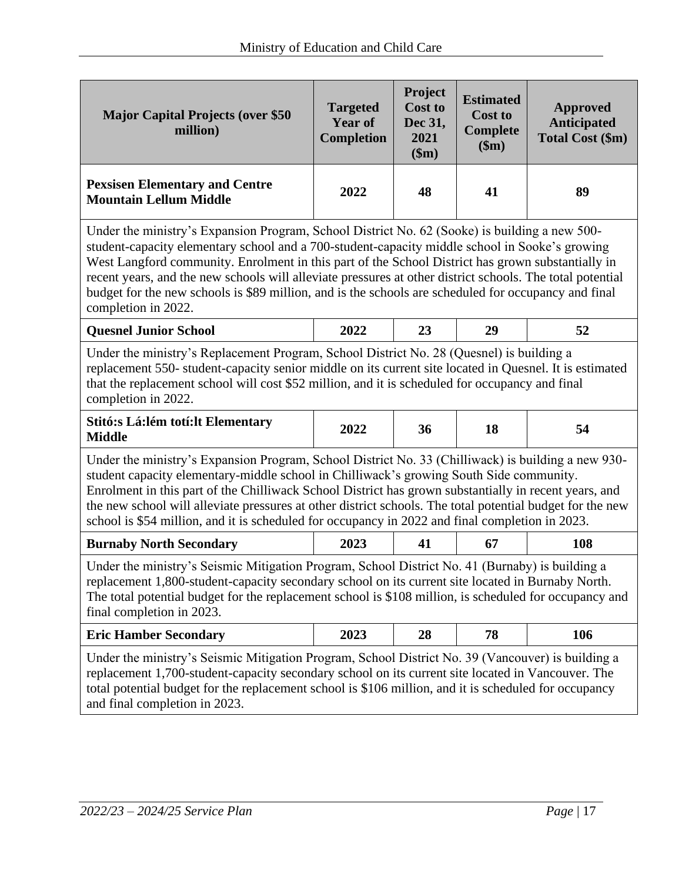| Major Capital Projects (over $50 million) | Targeted Year of Completion | Project Cost to Dec 31, 2021 ($m) | Estimated Cost to Complete ($m) | Approved Anticipated Total Cost ($m) |
|---|---|---|---|---|
| **Pexsisen Elementary and Centre Mountain Lellum Middle** | **2022** | **48** | **41** | **89** |
| Under the ministry's Expansion Program, School District No. 62 (Sooke) is building a new 500-student-capacity elementary school and a 700-student-capacity middle school in Sooke's growing West Langford community. Enrolment in this part of the School District has grown substantially in recent years, and the new schools will alleviate pressures at other district schools. The total potential budget for the new schools is $89 million, and is the schools are scheduled for occupancy and final completion in 2022. | | | | |
| **Quesnel Junior School** | **2022** | **23** | **29** | **52** |
| Under the ministry's Replacement Program, School District No. 28 (Quesnel) is building a replacement 550- student-capacity senior middle on its current site located in Quesnel. It is estimated that the replacement school will cost $52 million, and it is scheduled for occupancy and final completion in 2022. | | | | |
| **Stitó:s Lá:lém totí:lt Elementary Middle** | **2022** | **36** | **18** | **54** |
| Under the ministry's Expansion Program, School District No. 33 (Chilliwack) is building a new 930-student capacity elementary-middle school in Chilliwack's growing South Side community. Enrolment in this part of the Chilliwack School District has grown substantially in recent years, and the new school will alleviate pressures at other district schools. The total potential budget for the new school is $54 million, and it is scheduled for occupancy in 2022 and final completion in 2023. | | | | |
| **Burnaby North Secondary** | **2023** | **41** | **67** | **108** |
| Under the ministry's Seismic Mitigation Program, School District No. 41 (Burnaby) is building a replacement 1,800-student-capacity secondary school on its current site located in Burnaby North. The total potential budget for the replacement school is $108 million, is scheduled for occupancy and final completion in 2023. | | | | |
| **Eric Hamber Secondary** | **2023** | **28** | **78** | **106** |
| Under the ministry's Seismic Mitigation Program, School District No. 39 (Vancouver) is building a replacement 1,700-student-capacity secondary school on its current site located in Vancouver. The total potential budget for the replacement school is $106 million, and it is scheduled for occupancy and final completion in 2023. | | | | |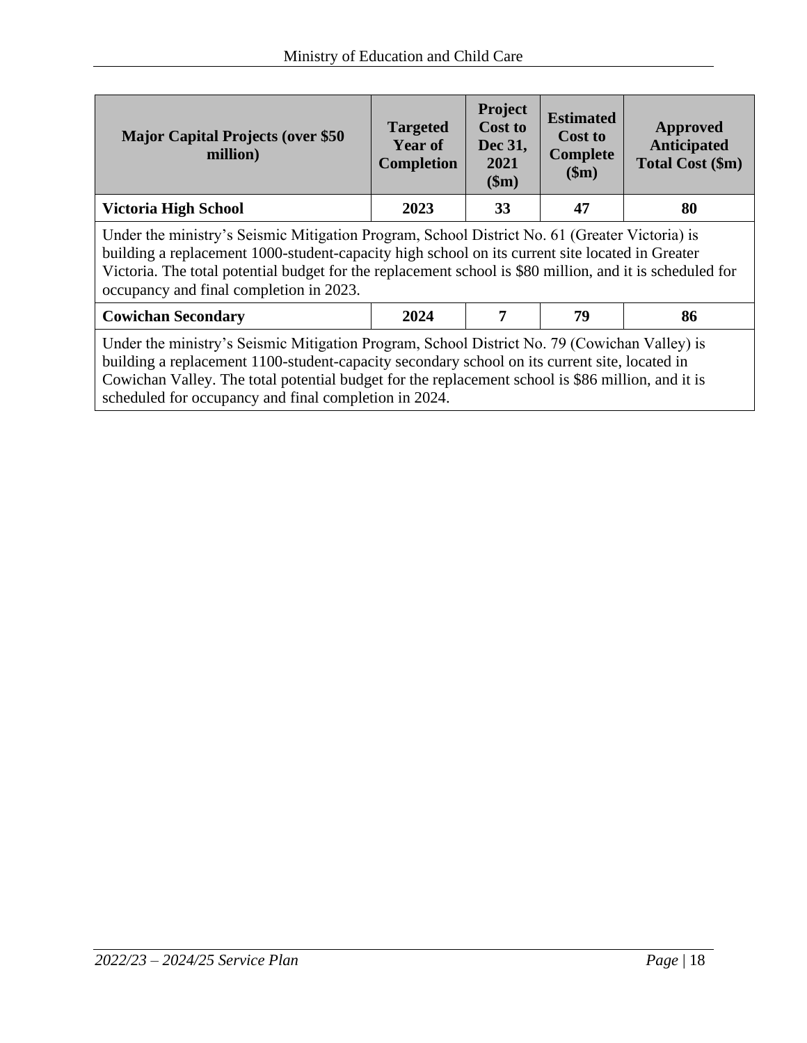| Major Capital Projects (over $50 million) | Targeted Year of Completion | Project Cost to Dec 31, 2021 ($m) | Estimated Cost to Complete ($m) | Approved Anticipated Total Cost ($m) |
|---|---|---|---|---|
| **Victoria High School** | **2023** | **33** | **47** | **80** |
| Under the ministry's Seismic Mitigation Program, School District No. 61 (Greater Victoria) is building a replacement 1000-student-capacity high school on its current site located in Greater Victoria. The total potential budget for the replacement school is $80 million, and it is scheduled for occupancy and final completion in 2023. | | | | |
| **Cowichan Secondary** | **2024** | **7** | **79** | **86** |
| Under the ministry's Seismic Mitigation Program, School District No. 79 (Cowichan Valley) is building a replacement 1100-student-capacity secondary school on its current site, located in Cowichan Valley. The total potential budget for the replacement school is $86 million, and it is scheduled for occupancy and final completion in 2024. | | | | |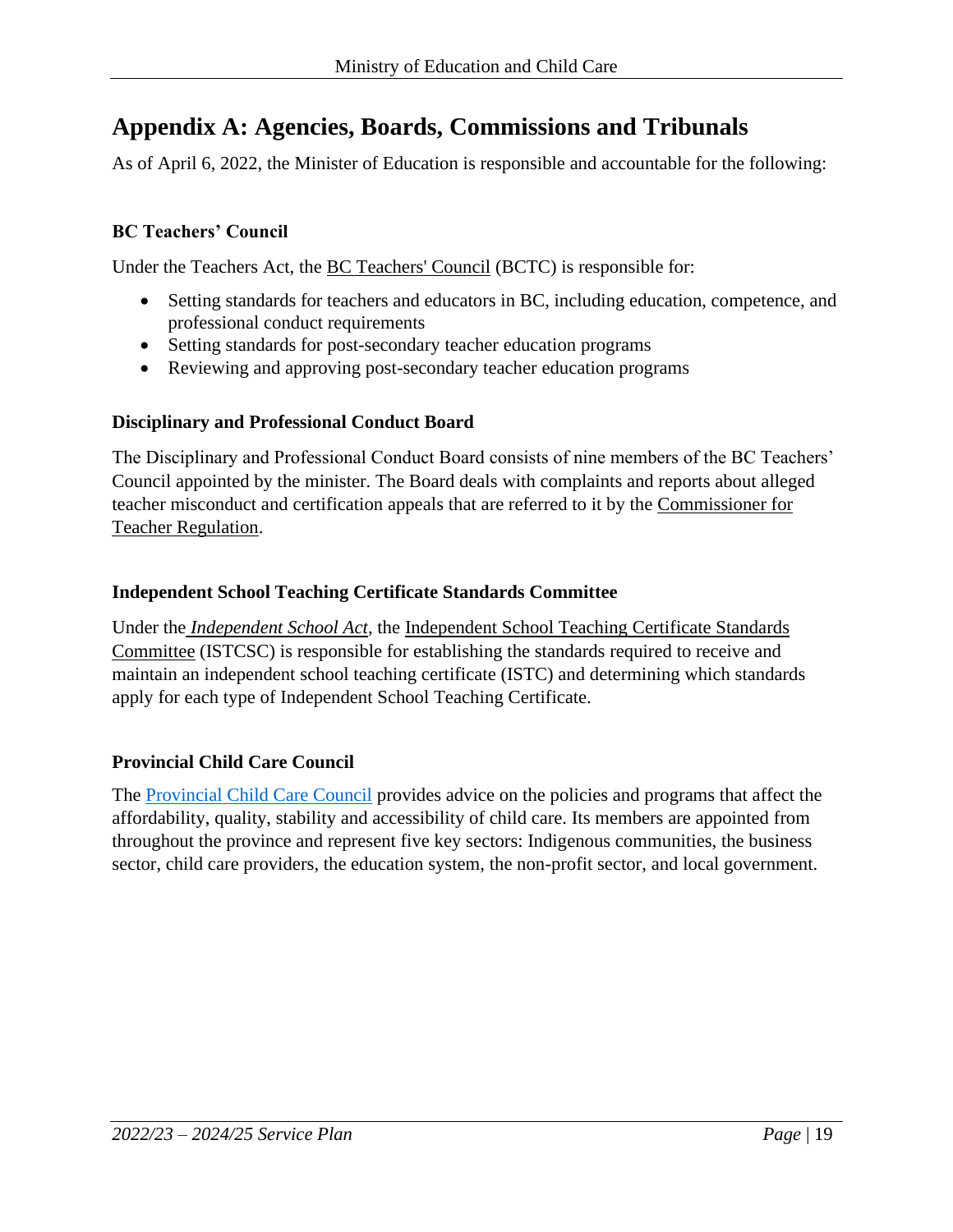# Appendix A: Agencies, Boards, Commissions and Tribunals

As of April 6, 2022, the Minister of Education is responsible and accountable for the following:

### BC Teachers' Council

Under the Teachers Act, the BC Teachers' Council (BCTC) is responsible for:

- Setting standards for teachers and educators in BC, including education, competence, and professional conduct requirements
- Setting standards for post-secondary teacher education programs
- Reviewing and approving post-secondary teacher education programs

### Disciplinary and Professional Conduct Board

The Disciplinary and Professional Conduct Board consists of nine members of the BC Teachers' Council appointed by the minister. The Board deals with complaints and reports about alleged teacher misconduct and certification appeals that are referred to it by the Commissioner for Teacher Regulation.

### Independent School Teaching Certificate Standards Committee

Under the *Independent School Act*, the Independent School Teaching Certificate Standards Committee (ISTCSC) is responsible for establishing the standards required to receive and maintain an independent school teaching certificate (ISTC) and determining which standards apply for each type of Independent School Teaching Certificate.

### Provincial Child Care Council

The Provincial Child Care Council provides advice on the policies and programs that affect the affordability, quality, stability and accessibility of child care. Its members are appointed from throughout the province and represent five key sectors: Indigenous communities, the business sector, child care providers, the education system, the non-profit sector, and local government.